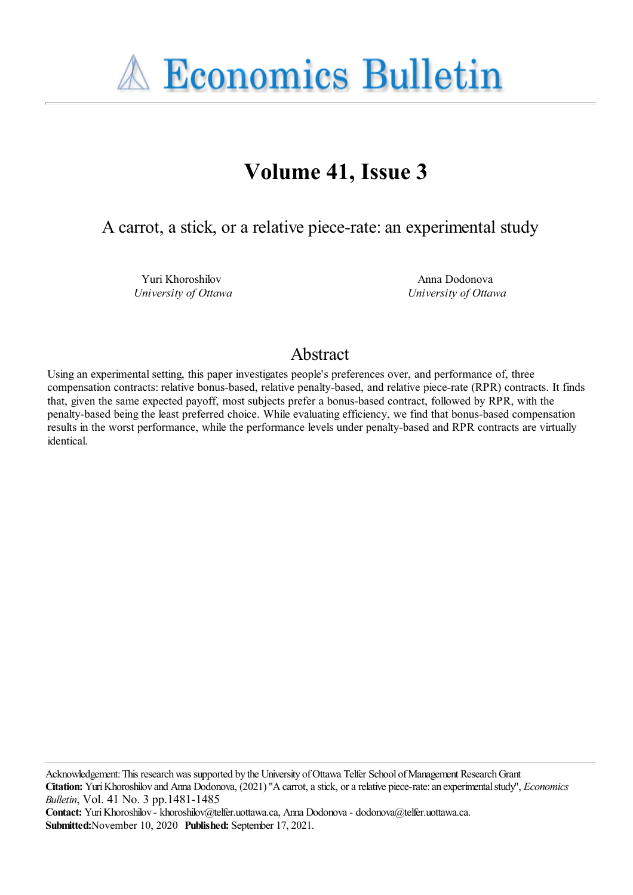# Economics Bulletin

## Volume 41, Issue 3

### A carrot, a stick, or a relative piece-rate: an experimental study

Yuri Khoroshilov
*University of Ottawa*

Anna Dodonova
*University of Ottawa*

## Abstract

Using an experimental setting, this paper investigates people's preferences over, and performance of, three compensation contracts: relative bonus-based, relative penalty-based, and relative piece-rate (RPR) contracts. It finds that, given the same expected payoff, most subjects prefer a bonus-based contract, followed by RPR, with the penalty-based being the least preferred choice. While evaluating efficiency, we find that bonus-based compensation results in the worst performance, while the performance levels under penalty-based and RPR contracts are virtually identical.

Acknowledgement: This research was supported by the University of Ottawa Telfer School of Management Research Grant

**Citation:** Yuri Khoroshilov and Anna Dodonova, (2021) "A carrot, a stick, or a relative piece-rate: an experimental study", *Economics Bulletin*, Vol. 41 No. 3 pp.1481-1485

**Contact:** Yuri Khoroshilov - khoroshilov@telfer.uottawa.ca, Anna Dodonova - dodonova@telfer.uottawa.ca.

**Submitted:** November 10, 2020 **Published:** September 17, 2021.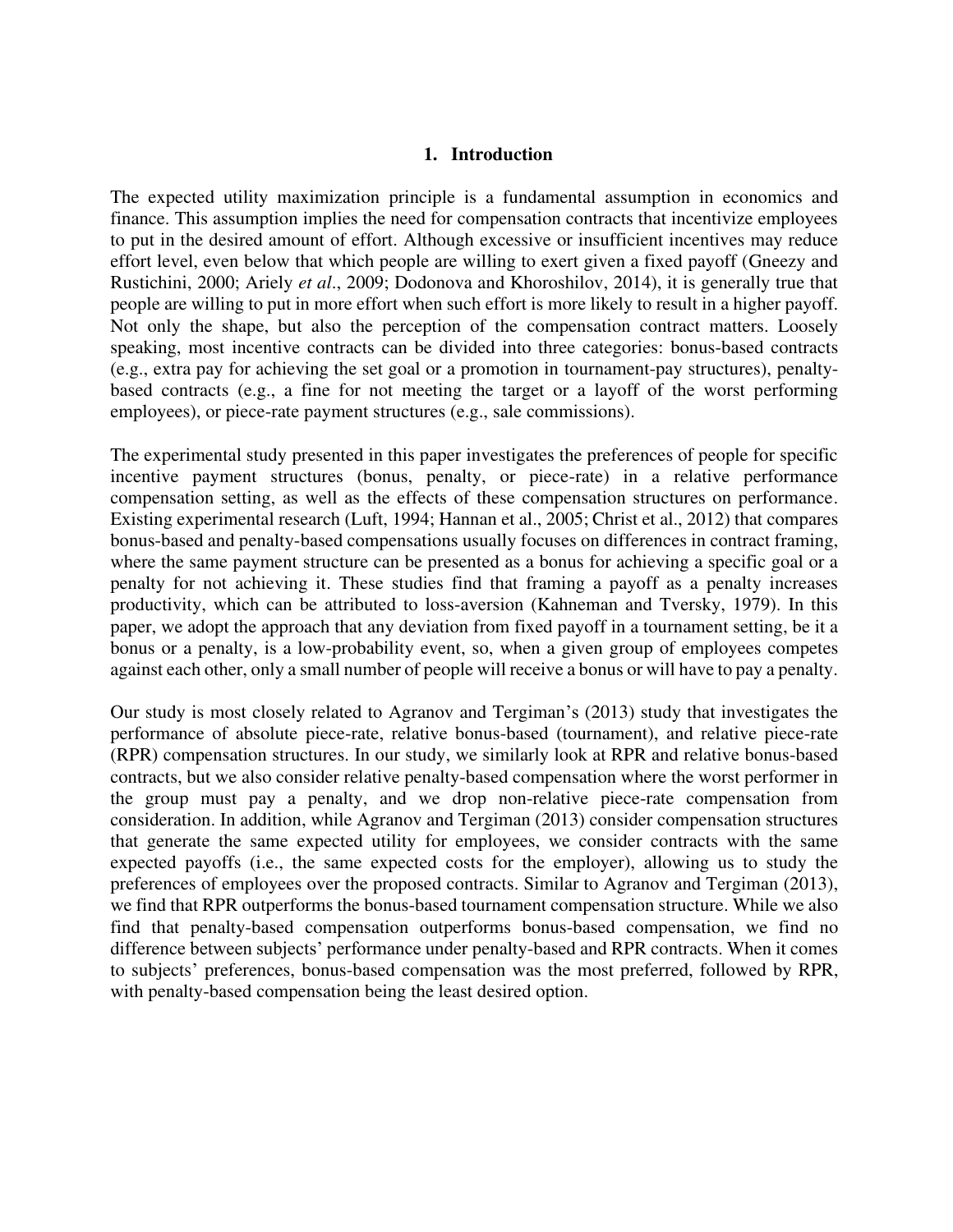## 1. Introduction

The expected utility maximization principle is a fundamental assumption in economics and finance. This assumption implies the need for compensation contracts that incentivize employees to put in the desired amount of effort. Although excessive or insufficient incentives may reduce effort level, even below that which people are willing to exert given a fixed payoff (Gneezy and Rustichini, 2000; Ariely *et al*., 2009; Dodonova and Khoroshilov, 2014), it is generally true that people are willing to put in more effort when such effort is more likely to result in a higher payoff. Not only the shape, but also the perception of the compensation contract matters. Loosely speaking, most incentive contracts can be divided into three categories: bonus-based contracts (e.g., extra pay for achieving the set goal or a promotion in tournament-pay structures), penalty-based contracts (e.g., a fine for not meeting the target or a layoff of the worst performing employees), or piece-rate payment structures (e.g., sale commissions).

The experimental study presented in this paper investigates the preferences of people for specific incentive payment structures (bonus, penalty, or piece-rate) in a relative performance compensation setting, as well as the effects of these compensation structures on performance. Existing experimental research (Luft, 1994; Hannan et al., 2005; Christ et al., 2012) that compares bonus-based and penalty-based compensations usually focuses on differences in contract framing, where the same payment structure can be presented as a bonus for achieving a specific goal or a penalty for not achieving it. These studies find that framing a payoff as a penalty increases productivity, which can be attributed to loss-aversion (Kahneman and Tversky, 1979). In this paper, we adopt the approach that any deviation from fixed payoff in a tournament setting, be it a bonus or a penalty, is a low-probability event, so, when a given group of employees competes against each other, only a small number of people will receive a bonus or will have to pay a penalty.

Our study is most closely related to Agranov and Tergiman's (2013) study that investigates the performance of absolute piece-rate, relative bonus-based (tournament), and relative piece-rate (RPR) compensation structures. In our study, we similarly look at RPR and relative bonus-based contracts, but we also consider relative penalty-based compensation where the worst performer in the group must pay a penalty, and we drop non-relative piece-rate compensation from consideration. In addition, while Agranov and Tergiman (2013) consider compensation structures that generate the same expected utility for employees, we consider contracts with the same expected payoffs (i.e., the same expected costs for the employer), allowing us to study the preferences of employees over the proposed contracts. Similar to Agranov and Tergiman (2013), we find that RPR outperforms the bonus-based tournament compensation structure. While we also find that penalty-based compensation outperforms bonus-based compensation, we find no difference between subjects' performance under penalty-based and RPR contracts. When it comes to subjects' preferences, bonus-based compensation was the most preferred, followed by RPR, with penalty-based compensation being the least desired option.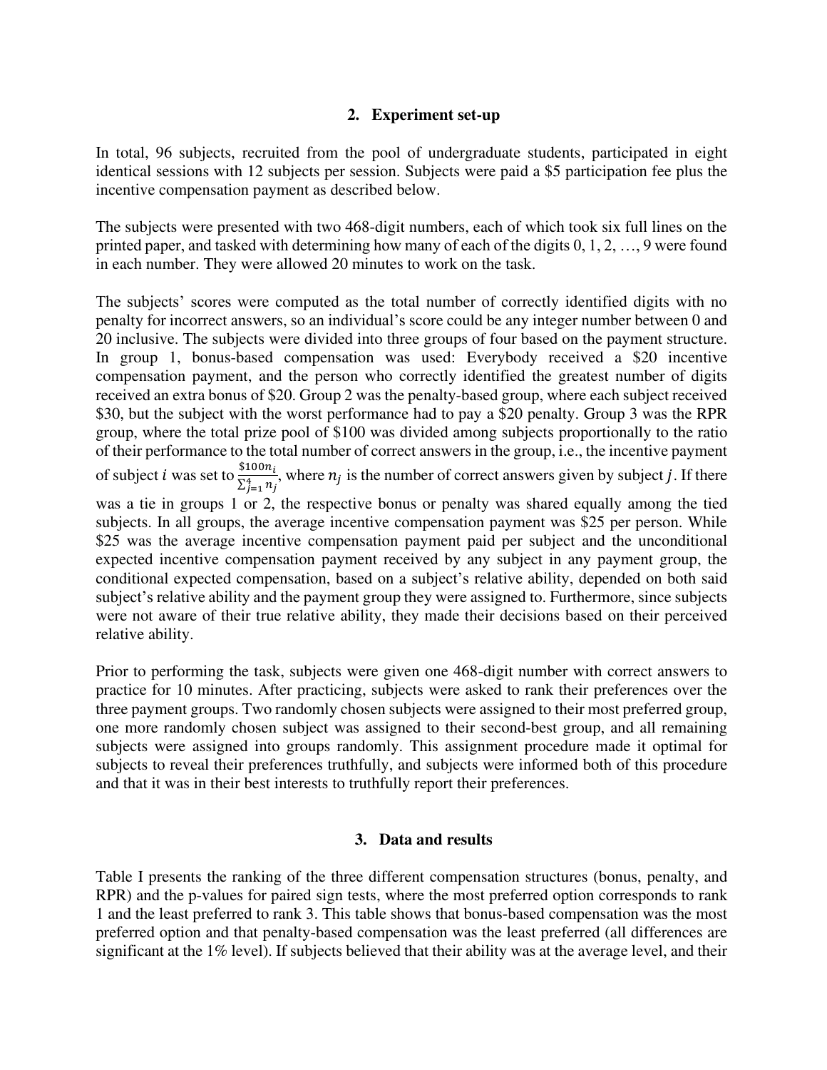## 2. Experiment set-up

In total, 96 subjects, recruited from the pool of undergraduate students, participated in eight identical sessions with 12 subjects per session. Subjects were paid a \$5 participation fee plus the incentive compensation payment as described below.

The subjects were presented with two 468-digit numbers, each of which took six full lines on the printed paper, and tasked with determining how many of each of the digits 0, 1, 2, …, 9 were found in each number. They were allowed 20 minutes to work on the task.

The subjects' scores were computed as the total number of correctly identified digits with no penalty for incorrect answers, so an individual's score could be any integer number between 0 and 20 inclusive. The subjects were divided into three groups of four based on the payment structure. In group 1, bonus-based compensation was used: Everybody received a \$20 incentive compensation payment, and the person who correctly identified the greatest number of digits received an extra bonus of \$20. Group 2 was the penalty-based group, where each subject received \$30, but the subject with the worst performance had to pay a \$20 penalty. Group 3 was the RPR group, where the total prize pool of \$100 was divided among subjects proportionally to the ratio of their performance to the total number of correct answers in the group, i.e., the incentive payment of subject $i$ was set to $\frac{\$100 n_i}{\sum_{j=1}^{4} n_j}$, where $n_j$ is the number of correct answers given by subject $j$. If there was a tie in groups 1 or 2, the respective bonus or penalty was shared equally among the tied subjects. In all groups, the average incentive compensation payment was \$25 per person. While \$25 was the average incentive compensation payment paid per subject and the unconditional expected incentive compensation payment received by any subject in any payment group, the conditional expected compensation, based on a subject's relative ability, depended on both said subject's relative ability and the payment group they were assigned to. Furthermore, since subjects were not aware of their true relative ability, they made their decisions based on their perceived relative ability.

Prior to performing the task, subjects were given one 468-digit number with correct answers to practice for 10 minutes. After practicing, subjects were asked to rank their preferences over the three payment groups. Two randomly chosen subjects were assigned to their most preferred group, one more randomly chosen subject was assigned to their second-best group, and all remaining subjects were assigned into groups randomly. This assignment procedure made it optimal for subjects to reveal their preferences truthfully, and subjects were informed both of this procedure and that it was in their best interests to truthfully report their preferences.

## 3. Data and results

Table I presents the ranking of the three different compensation structures (bonus, penalty, and RPR) and the p-values for paired sign tests, where the most preferred option corresponds to rank 1 and the least preferred to rank 3. This table shows that bonus-based compensation was the most preferred option and that penalty-based compensation was the least preferred (all differences are significant at the 1% level). If subjects believed that their ability was at the average level, and their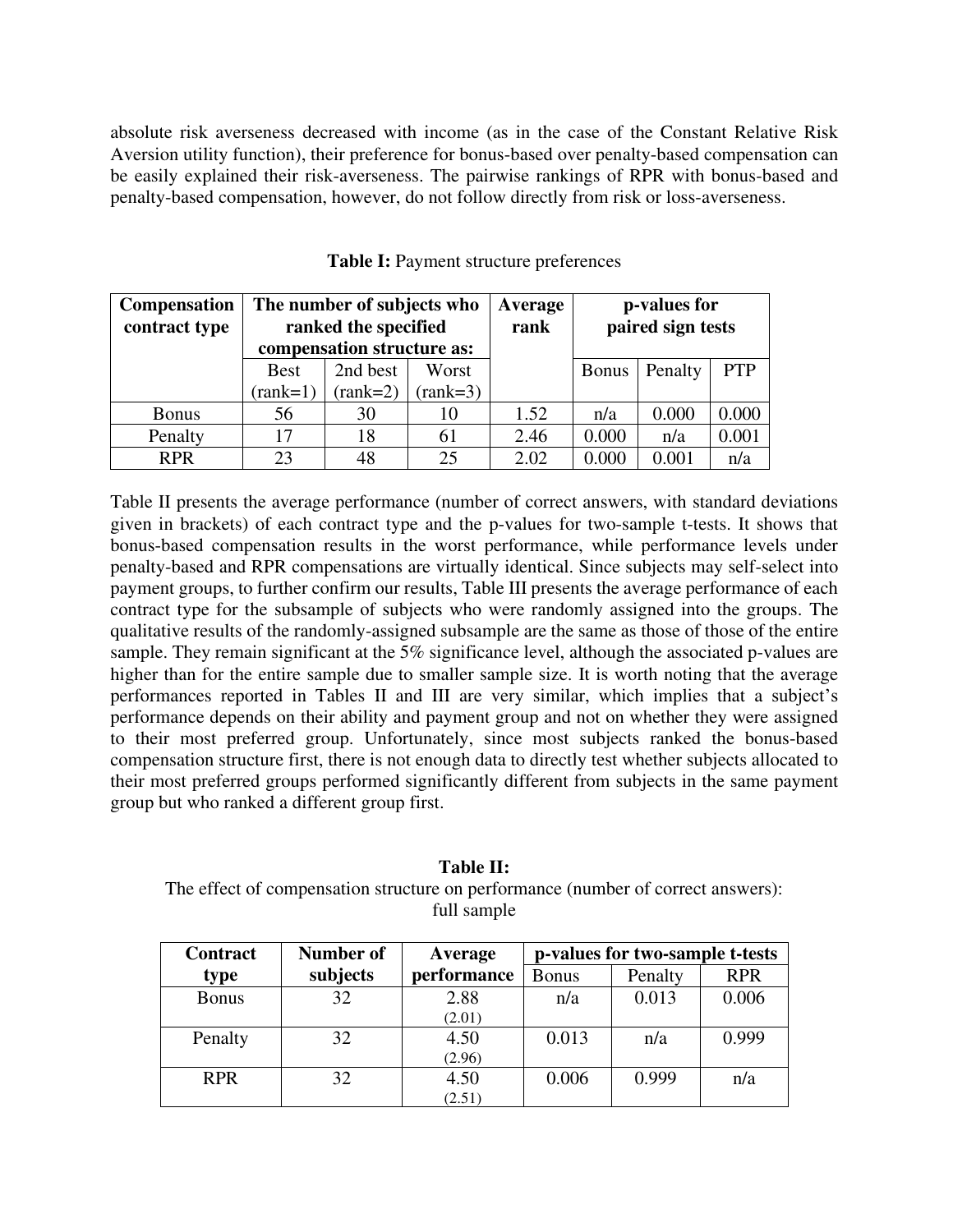absolute risk averseness decreased with income (as in the case of the Constant Relative Risk Aversion utility function), their preference for bonus-based over penalty-based compensation can be easily explained their risk-averseness. The pairwise rankings of RPR with bonus-based and penalty-based compensation, however, do not follow directly from risk or loss-averseness.

**Table I:** Payment structure preferences

| Compensation contract type | The number of subjects who ranked the specified compensation structure as: | | | Average rank | p-values for paired sign tests | | |
|---|---|---|---|---|---|---|---|
| | Best (rank=1) | 2nd best (rank=2) | Worst (rank=3) | | Bonus | Penalty | PTP |
| Bonus | 56 | 30 | 10 | 1.52 | n/a | 0.000 | 0.000 |
| Penalty | 17 | 18 | 61 | 2.46 | 0.000 | n/a | 0.001 |
| RPR | 23 | 48 | 25 | 2.02 | 0.000 | 0.001 | n/a |

Table II presents the average performance (number of correct answers, with standard deviations given in brackets) of each contract type and the p-values for two-sample t-tests. It shows that bonus-based compensation results in the worst performance, while performance levels under penalty-based and RPR compensations are virtually identical. Since subjects may self-select into payment groups, to further confirm our results, Table III presents the average performance of each contract type for the subsample of subjects who were randomly assigned into the groups. The qualitative results of the randomly-assigned subsample are the same as those of those of the entire sample. They remain significant at the 5% significance level, although the associated p-values are higher than for the entire sample due to smaller sample size. It is worth noting that the average performances reported in Tables II and III are very similar, which implies that a subject's performance depends on their ability and payment group and not on whether they were assigned to their most preferred group. Unfortunately, since most subjects ranked the bonus-based compensation structure first, there is not enough data to directly test whether subjects allocated to their most preferred groups performed significantly different from subjects in the same payment group but who ranked a different group first.

**Table II:**
The effect of compensation structure on performance (number of correct answers): full sample

| Contract type | Number of subjects | Average performance | p-values for two-sample t-tests | | |
|---|---|---|---|---|---|
| | | | Bonus | Penalty | RPR |
| Bonus | 32 | 2.88 (2.01) | n/a | 0.013 | 0.006 |
| Penalty | 32 | 4.50 (2.96) | 0.013 | n/a | 0.999 |
| RPR | 32 | 4.50 (2.51) | 0.006 | 0.999 | n/a |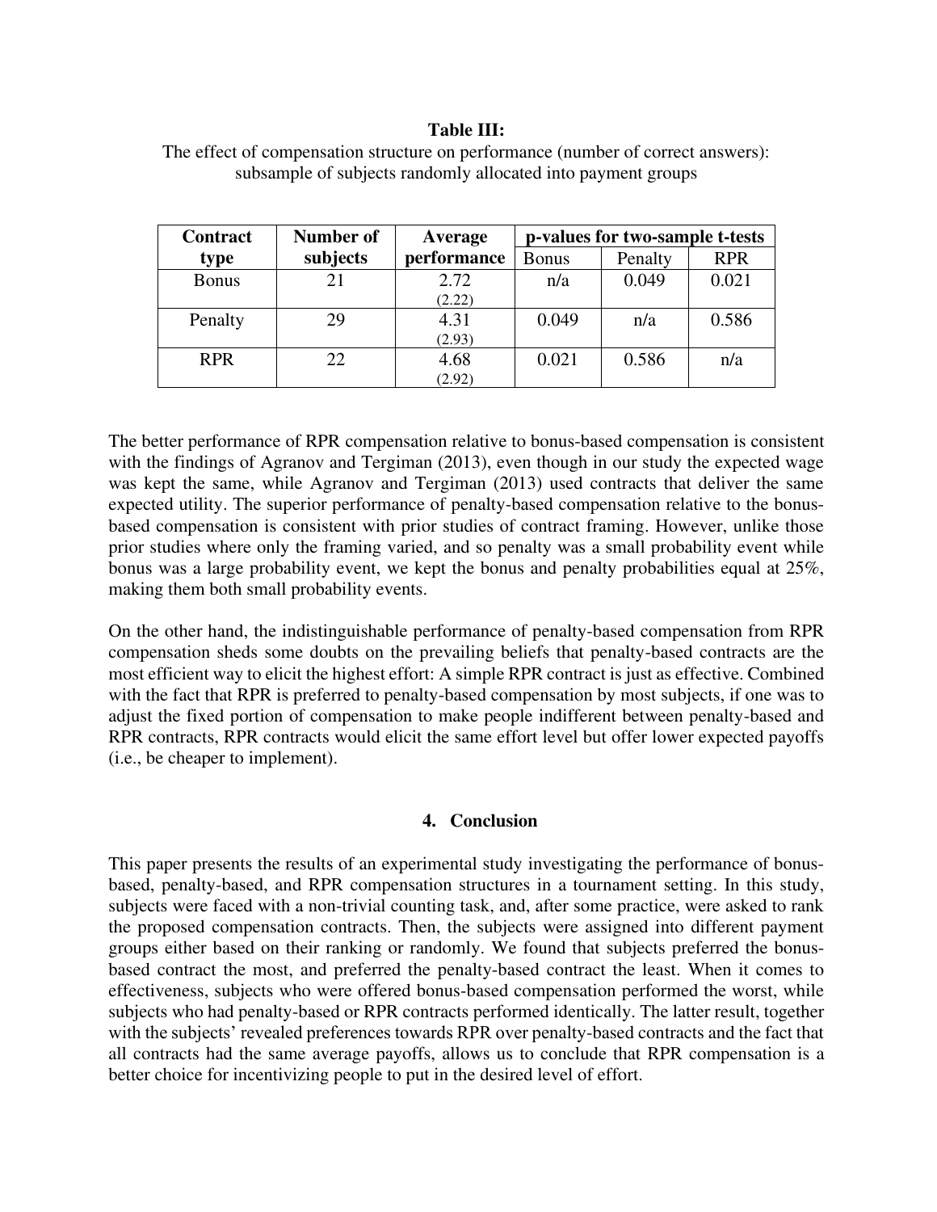**Table III:**
The effect of compensation structure on performance (number of correct answers): subsample of subjects randomly allocated into payment groups

| Contract type | Number of subjects | Average performance | p-values for two-sample t-tests | | |
|---|---|---|---|---|---|
| | | | Bonus | Penalty | RPR |
| Bonus | 21 | 2.72 (2.22) | n/a | 0.049 | 0.021 |
| Penalty | 29 | 4.31 (2.93) | 0.049 | n/a | 0.586 |
| RPR | 22 | 4.68 (2.92) | 0.021 | 0.586 | n/a |

The better performance of RPR compensation relative to bonus-based compensation is consistent with the findings of Agranov and Tergiman (2013), even though in our study the expected wage was kept the same, while Agranov and Tergiman (2013) used contracts that deliver the same expected utility. The superior performance of penalty-based compensation relative to the bonus-based compensation is consistent with prior studies of contract framing. However, unlike those prior studies where only the framing varied, and so penalty was a small probability event while bonus was a large probability event, we kept the bonus and penalty probabilities equal at 25%, making them both small probability events.

On the other hand, the indistinguishable performance of penalty-based compensation from RPR compensation sheds some doubts on the prevailing beliefs that penalty-based contracts are the most efficient way to elicit the highest effort: A simple RPR contract is just as effective. Combined with the fact that RPR is preferred to penalty-based compensation by most subjects, if one was to adjust the fixed portion of compensation to make people indifferent between penalty-based and RPR contracts, RPR contracts would elicit the same effort level but offer lower expected payoffs (i.e., be cheaper to implement).

## 4. Conclusion

This paper presents the results of an experimental study investigating the performance of bonus-based, penalty-based, and RPR compensation structures in a tournament setting. In this study, subjects were faced with a non-trivial counting task, and, after some practice, were asked to rank the proposed compensation contracts. Then, the subjects were assigned into different payment groups either based on their ranking or randomly. We found that subjects preferred the bonus-based contract the most, and preferred the penalty-based contract the least. When it comes to effectiveness, subjects who were offered bonus-based compensation performed the worst, while subjects who had penalty-based or RPR contracts performed identically. The latter result, together with the subjects' revealed preferences towards RPR over penalty-based contracts and the fact that all contracts had the same average payoffs, allows us to conclude that RPR compensation is a better choice for incentivizing people to put in the desired level of effort.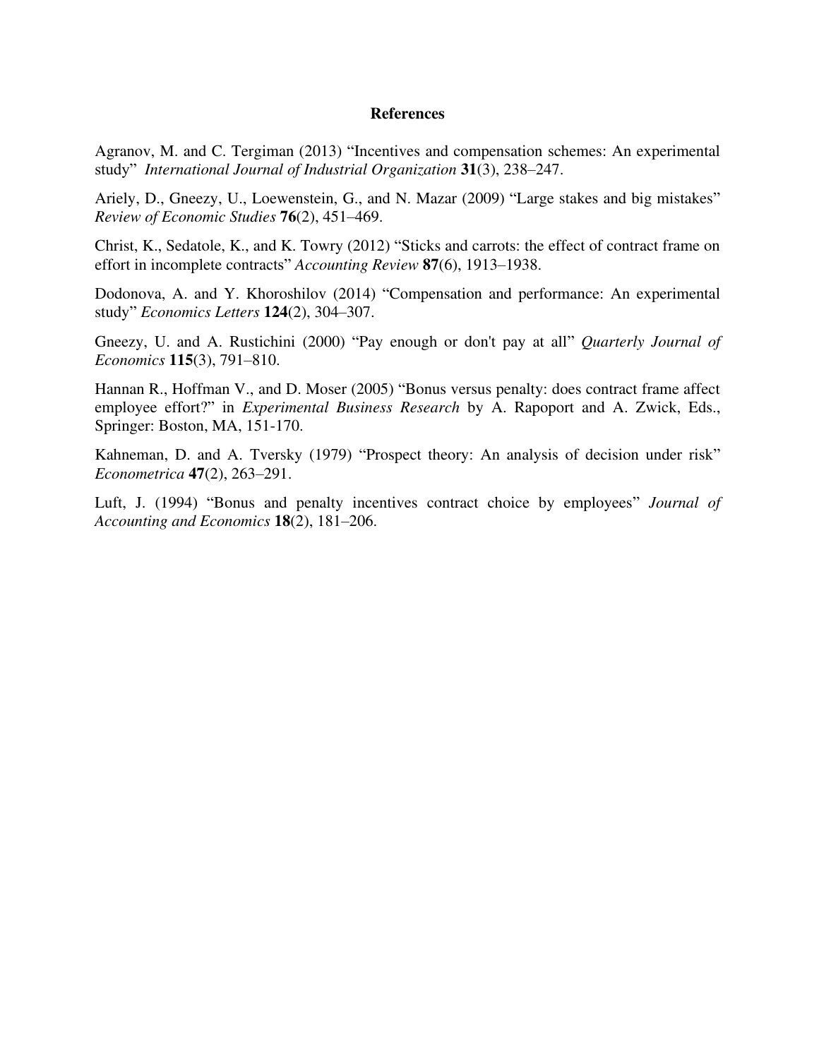## References

Agranov, M. and C. Tergiman (2013) "Incentives and compensation schemes: An experimental study" *International Journal of Industrial Organization* **31**(3), 238–247.

Ariely, D., Gneezy, U., Loewenstein, G., and N. Mazar (2009) "Large stakes and big mistakes" *Review of Economic Studies* **76**(2), 451–469.

Christ, K., Sedatole, K., and K. Towry (2012) "Sticks and carrots: the effect of contract frame on effort in incomplete contracts" *Accounting Review* **87**(6), 1913–1938.

Dodonova, A. and Y. Khoroshilov (2014) "Compensation and performance: An experimental study" *Economics Letters* **124**(2), 304–307.

Gneezy, U. and A. Rustichini (2000) "Pay enough or don't pay at all" *Quarterly Journal of Economics* **115**(3), 791–810.

Hannan R., Hoffman V., and D. Moser (2005) "Bonus versus penalty: does contract frame affect employee effort?" in *Experimental Business Research* by A. Rapoport and A. Zwick, Eds., Springer: Boston, MA, 151-170.

Kahneman, D. and A. Tversky (1979) "Prospect theory: An analysis of decision under risk" *Econometrica* **47**(2), 263–291.

Luft, J. (1994) "Bonus and penalty incentives contract choice by employees" *Journal of Accounting and Economics* **18**(2), 181–206.